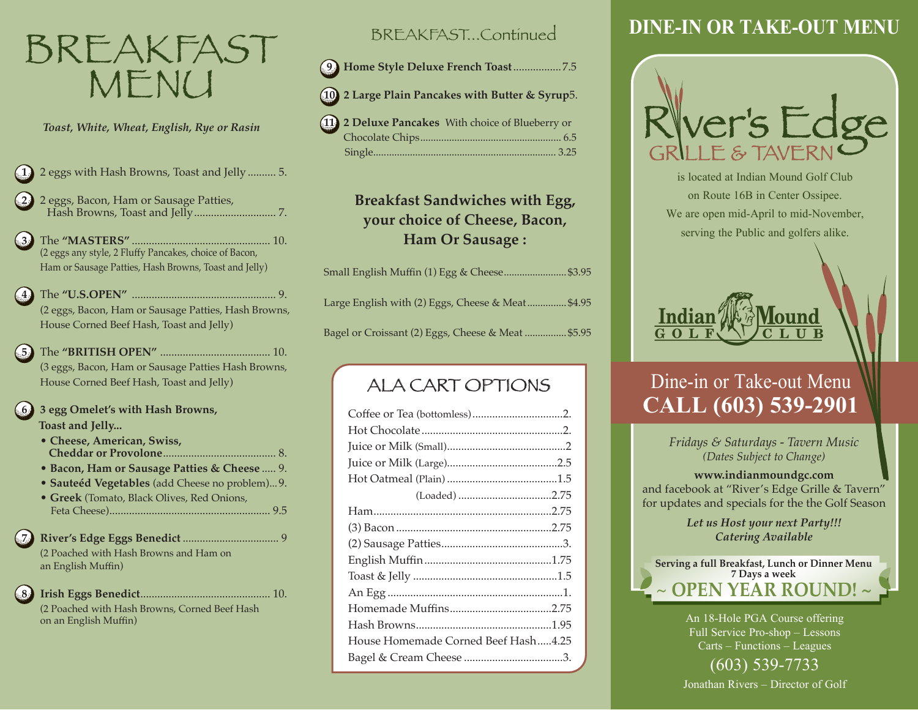# BREAKFAST MENU

*Toast, White, Wheat, English, Rye or Rasin*

1. 2 eggs with Hash Browns, Toast and Jelly .......... 5.
2. 2 eggs, Bacon, Ham or Sausage Patties, Hash Browns, Toast and Jelly............................. 7.
3. The **"MASTERS"** ................................................ 10.
   (2 eggs any style, 2 Fluffy Pancakes, choice of Bacon, Ham or Sausage Patties, Hash Browns, Toast and Jelly)
4. The **"U.S.OPEN"** .................................................. 9.
   (2 eggs, Bacon, Ham or Sausage Patties, Hash Browns, House Corned Beef Hash, Toast and Jelly)
5. The **"BRITISH OPEN"** ...................................... 10.
   (3 eggs, Bacon, Ham or Sausage Patties Hash Browns, House Corned Beef Hash, Toast and Jelly)
6. **3 egg Omelet's with Hash Browns, Toast and Jelly...**
   - **Cheese, American, Swiss, Cheddar or Provolone**........................................ 8.
   - **Bacon, Ham or Sausage Patties & Cheese** ..... 9.
   - **Sauteéd Vegetables** (add Cheese no problem)...9.
   - **Greek** (Tomato, Black Olives, Red Onions, Feta Cheese)........................................................ 9.5
7. **River's Edge Eggs Benedict** ................................. 9
   (2 Poached with Hash Browns and Ham on an English Muffin)
8. **Irish Eggs Benedict**............................................. 10.
   (2 Poached with Hash Browns, Corned Beef Hash on an English Muffin)

## BREAKFAST...Continued

9. **Home Style Deluxe French Toast**.................7.5
10. **2 Large Plain Pancakes with Butter & Syrup**5.
11. **2 Deluxe Pancakes** With choice of Blueberry or Chocolate Chips..................................................... 6.5
    Single.................................................................... 3.25

### Breakfast Sandwiches with Egg, your choice of Cheese, Bacon, Ham Or Sausage :

Small English Muffin (1) Egg & Cheese........................$3.95

Large English with (2) Eggs, Cheese & Meat..............$4.95

Bagel or Croissant (2) Eggs, Cheese & Meat ................$5.95

## ALA CART OPTIONS

| Item | Price |
|---|---|
| Coffee or Tea (bottomless) | 2. |
| Hot Chocolate | 2. |
| Juice or Milk (Small) | 2 |
| Juice or Milk (Large) | 2.5 |
| Hot Oatmeal (Plain) | 1.5 |
| (Loaded) | 2.75 |
| Ham | 2.75 |
| (3) Bacon | 2.75 |
| (2) Sausage Patties | 3. |
| English Muffin | 1.75 |
| Toast & Jelly | 1.5 |
| An Egg | 1. |
| Homemade Muffins | 2.75 |
| Hash Browns | 1.95 |
| House Homemade Corned Beef Hash | 4.25 |
| Bagel & Cream Cheese | 3. |

# DINE-IN OR TAKE-OUT MENU

River's Edge GRILLE & TAVERN

is located at Indian Mound Golf Club on Route 16B in Center Ossipee. We are open mid-April to mid-November, serving the Public and golfers alike.

Indian Mound GOLF CLUB

## Dine-in or Take-out Menu
## CALL (603) 539-2901

*Fridays & Saturdays - Tavern Music*
*(Dates Subject to Change)*

**www.indianmoundgc.com**
and facebook at "River's Edge Grille & Tavern" for updates and specials for the the Golf Season

***Let us Host your next Party!!!***
***Catering Available***

**Serving a full Breakfast, Lunch or Dinner Menu 7 Days a week**
**~ OPEN YEAR ROUND! ~**

An 18-Hole PGA Course offering
Full Service Pro-shop – Lessons
Carts – Functions – Leagues
(603) 539-7733
Jonathan Rivers – Director of Golf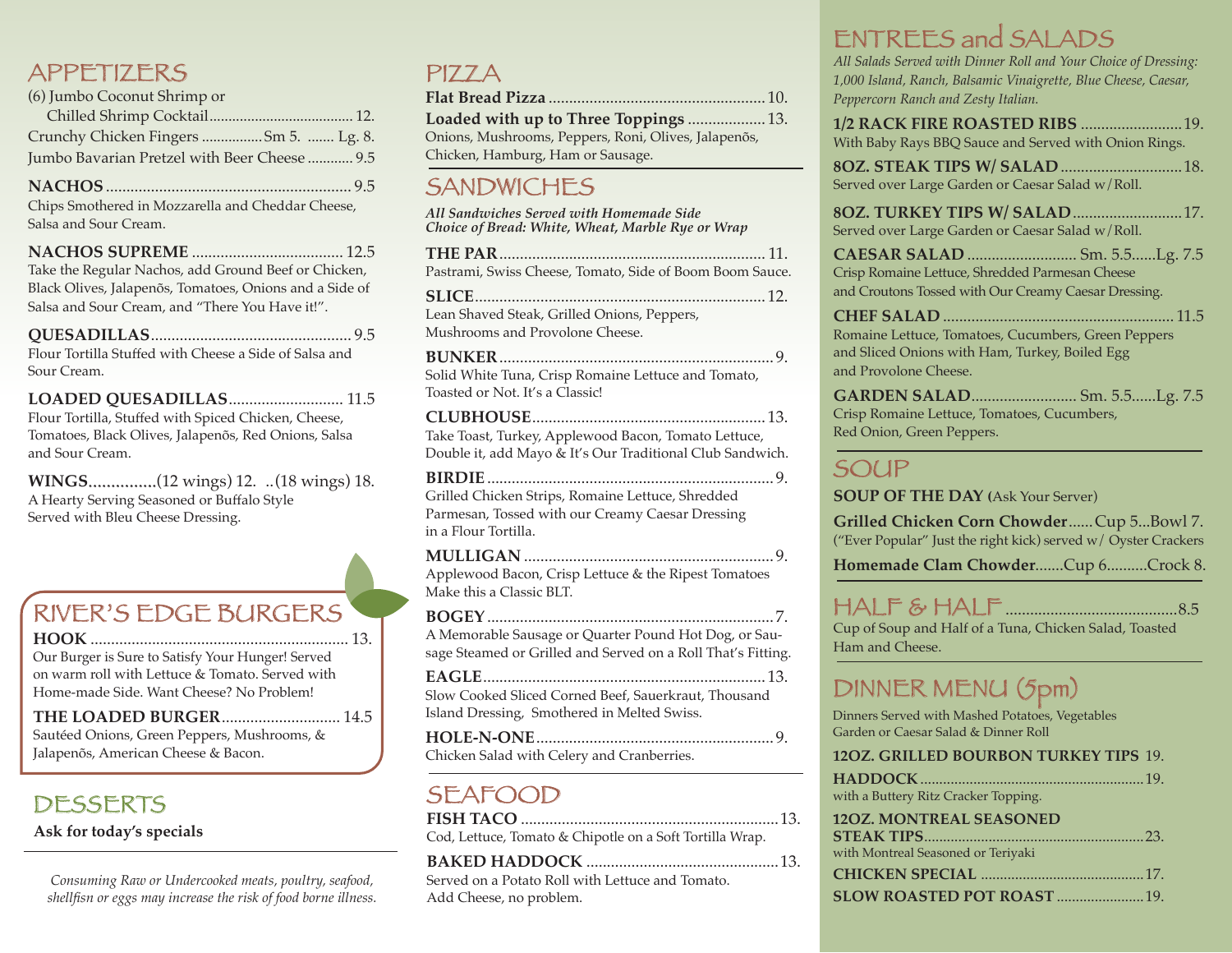## APPETIZERS

(6) Jumbo Coconut Shrimp or Chilled Shrimp Cocktail ................................... 12.

Crunchy Chicken Fingers ................Sm 5. ....... Lg. 8.

Jumbo Bavarian Pretzel with Beer Cheese ............ 9.5

**NACHOS** ............................................................ 9.5
Chips Smothered in Mozzarella and Cheddar Cheese, Salsa and Sour Cream.

**NACHOS SUPREME** ..................................... 12.5
Take the Regular Nachos, add Ground Beef or Chicken, Black Olives, Jalapenõs, Tomatoes, Onions and a Side of Salsa and Sour Cream, and "There You Have it!".

**QUESADILLAS** ................................................ 9.5
Flour Tortilla Stuffed with Cheese a Side of Salsa and Sour Cream.

**LOADED QUESADILLAS** ............................ 11.5
Flour Tortilla, Stuffed with Spiced Chicken, Cheese, Tomatoes, Black Olives, Jalapenõs, Red Onions, Salsa and Sour Cream.

**WINGS**...............(12 wings) 12. ..(18 wings) 18.
A Hearty Serving Seasoned or Buffalo Style Served with Bleu Cheese Dressing.

## RIVER'S EDGE BURGERS

**HOOK** ............................................................... 13.
Our Burger is Sure to Satisfy Your Hunger! Served on warm roll with Lettuce & Tomato. Served with Home-made Side. Want Cheese? No Problem!

**THE LOADED BURGER**............................. 14.5
Sautéed Onions, Green Peppers, Mushrooms, & Jalapenõs, American Cheese & Bacon.

## DESSERTS

**Ask for today's specials**

*Consuming Raw or Undercooked meats, poultry, seafood, shellfisn or eggs may increase the risk of food borne illness.*

## PIZZA

**Flat Bread Pizza** ..................................................... 10.

**Loaded with up to Three Toppings** .................. 13.
Onions, Mushrooms, Peppers, Roni, Olives, Jalapenõs, Chicken, Hamburg, Ham or Sausage.

## SANDWICHES

***All Sandwiches Served with Homemade Side***
***Choice of Bread: White, Wheat, Marble Rye or Wrap***

**THE PAR**................................................................. 11.
Pastrami, Swiss Cheese, Tomato, Side of Boom Boom Sauce.

**SLICE**....................................................................... 12.
Lean Shaved Steak, Grilled Onions, Peppers, Mushrooms and Provolone Cheese.

**BUNKER**.................................................................. 9.
Solid White Tuna, Crisp Romaine Lettuce and Tomato, Toasted or Not. It's a Classic!

**CLUBHOUSE**......................................................... 13.
Take Toast, Turkey, Applewood Bacon, Tomato Lettuce, Double it, add Mayo & It's Our Traditional Club Sandwich.

**BIRDIE**..................................................................... 9.
Grilled Chicken Strips, Romaine Lettuce, Shredded Parmesan, Tossed with our Creamy Caesar Dressing in a Flour Tortilla.

**MULLIGAN** ............................................................. 9.
Applewood Bacon, Crisp Lettuce & the Ripest Tomatoes Make this a Classic BLT.

**BOGEY**..................................................................... 7.
A Memorable Sausage or Quarter Pound Hot Dog, or Sausage Steamed or Grilled and Served on a Roll That's Fitting.

**EAGLE**.................................................................... 13.
Slow Cooked Sliced Corned Beef, Sauerkraut, Thousand Island Dressing, Smothered in Melted Swiss.

**HOLE-N-ONE**.......................................................... 9.
Chicken Salad with Celery and Cranberries.

## SEAFOOD

**FISH TACO** .............................................................. 13.
Cod, Lettuce, Tomato & Chipotle on a Soft Tortilla Wrap.

**BAKED HADDOCK** ............................................... 13.
Served on a Potato Roll with Lettuce and Tomato. Add Cheese, no problem.

## ENTREES and SALADS

*All Salads Served with Dinner Roll and Your Choice of Dressing: 1,000 Island, Ranch, Balsamic Vinaigrette, Blue Cheese, Caesar, Peppercorn Ranch and Zesty Italian.*

**1/2 RACK FIRE ROASTED RIBS** ......................... 19.
With Baby Rays BBQ Sauce and Served with Onion Rings.

**8OZ. STEAK TIPS W/ SALAD**............................. 18.
Served over Large Garden or Caesar Salad w/Roll.

**8OZ. TURKEY TIPS W/ SALAD**.......................... 17.
Served over Large Garden or Caesar Salad w/Roll.

**CAESAR SALAD** ........................... Sm. 5.5......Lg. 7.5
Crisp Romaine Lettuce, Shredded Parmesan Cheese and Croutons Tossed with Our Creamy Caesar Dressing.

**CHEF SALAD** ........................................................ 11.5
Romaine Lettuce, Tomatoes, Cucumbers, Green Peppers and Sliced Onions with Ham, Turkey, Boiled Egg and Provolone Cheese.

**GARDEN SALAD**.......................... Sm. 5.5......Lg. 7.5
Crisp Romaine Lettuce, Tomatoes, Cucumbers, Red Onion, Green Peppers.

## SOUP

**SOUP OF THE DAY (**Ask Your Server)

**Grilled Chicken Corn Chowder**......Cup 5...Bowl 7.
("Ever Popular" Just the right kick) served w/ Oyster Crackers

**Homemade Clam Chowder**.......Cup 6..........Crock 8.

## HALF & HALF ........................................8.5

Cup of Soup and Half of a Tuna, Chicken Salad, Toasted Ham and Cheese.

## DINNER MENU (5pm)

Dinners Served with Mashed Potatoes, Vegetables Garden or Caesar Salad & Dinner Roll

**12OZ. GRILLED BOURBON TURKEY TIPS** 19.

**HADDOCK**.......................................................... 19.
with a Buttery Ritz Cracker Topping.

**12OZ. MONTREAL SEASONED STEAK TIPS**...................................................... 23.
with Montreal Seasoned or Teriyaki

**CHICKEN SPECIAL** .......................................... 17.

**SLOW ROASTED POT ROAST** ....................... 19.